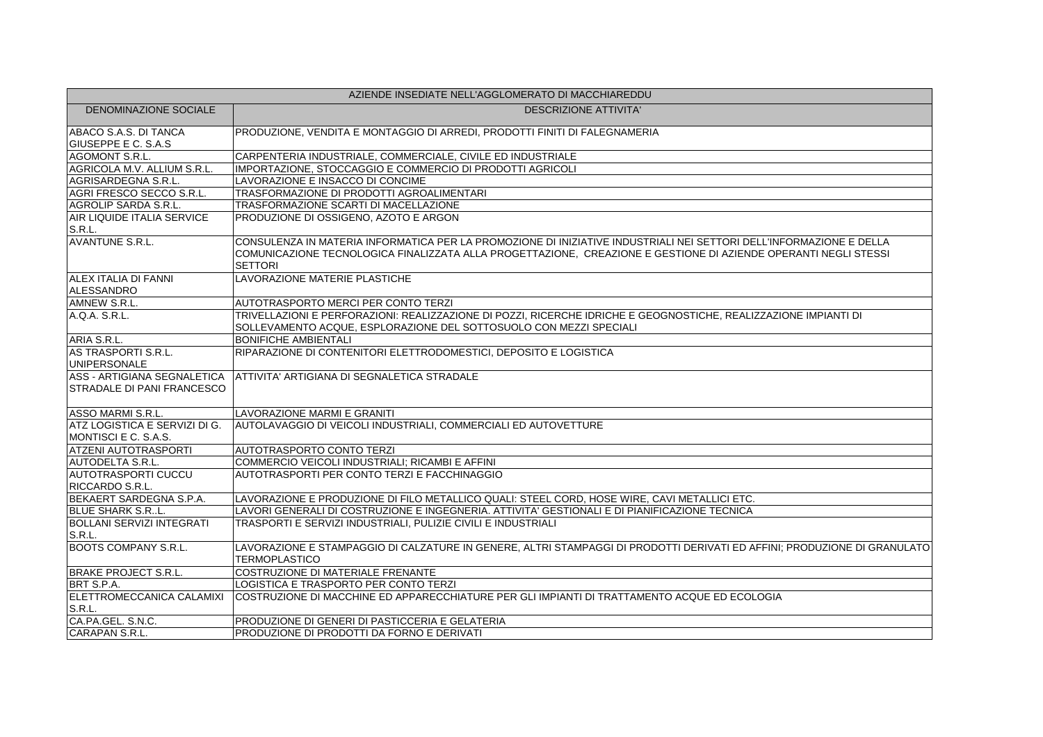| AZIENDE INSEDIATE NELL'AGGLOMERATO DI MACCHIAREDDU | |
|---|---|
| DENOMINAZIONE SOCIALE | DESCRIZIONE ATTIVITA' |
| ABACO S.A.S. DI TANCA GIUSEPPE E C. S.A.S | PRODUZIONE, VENDITA E MONTAGGIO DI ARREDI, PRODOTTI FINITI DI FALEGNAMERIA |
| AGOMONT S.R.L. | CARPENTERIA INDUSTRIALE, COMMERCIALE, CIVILE ED INDUSTRIALE |
| AGRICOLA M.V. ALLIUM S.R.L. | IMPORTAZIONE, STOCCAGGIO E COMMERCIO DI PRODOTTI AGRICOLI |
| AGRISARDEGNA S.R.L. | LAVORAZIONE E INSACCO DI CONCIME |
| AGRI FRESCO SECCO S.R.L. | TRASFORMAZIONE DI PRODOTTI AGROALIMENTARI |
| AGROLIP SARDA S.R.L. | TRASFORMAZIONE SCARTI DI MACELLAZIONE |
| AIR LIQUIDE ITALIA SERVICE S.R.L. | PRODUZIONE DI OSSIGENO, AZOTO E ARGON |
| AVANTUNE S.R.L. | CONSULENZA IN MATERIA INFORMATICA PER LA PROMOZIONE DI INIZIATIVE INDUSTRIALI NEI SETTORI DELL'INFORMAZIONE E DELLA COMUNICAZIONE TECNOLOGICA FINALIZZATA ALLA PROGETTAZIONE, CREAZIONE E GESTIONE DI AZIENDE OPERANTI NEGLI STESSI SETTORI |
| ALEX ITALIA DI FANNI ALESSANDRO | LAVORAZIONE MATERIE PLASTICHE |
| AMNEW S.R.L. | AUTOTRASPORTO MERCI PER CONTO TERZI |
| A.Q.A. S.R.L. | TRIVELLAZIONI E PERFORAZIONI: REALIZZAZIONE DI POZZI, RICERCHE IDRICHE E GEOGNOSTICHE, REALIZZAZIONE IMPIANTI DI SOLLEVAMENTO ACQUE, ESPLORAZIONE DEL SOTTOSUOLO CON MEZZI SPECIALI |
| ARIA S.R.L. | BONIFICHE AMBIENTALI |
| AS TRASPORTI S.R.L. UNIPERSONALE | RIPARAZIONE DI CONTENITORI ELETTRODOMESTICI, DEPOSITO E LOGISTICA |
| ASS - ARTIGIANA SEGNALETICA STRADALE DI PANI FRANCESCO | ATTIVITA' ARTIGIANA DI SEGNALETICA STRADALE |
| ASSO MARMI S.R.L. | LAVORAZIONE MARMI E GRANITI |
| ATZ LOGISTICA E SERVIZI DI G. MONTISCI E C. S.A.S. | AUTOLAVAGGIO DI VEICOLI INDUSTRIALI, COMMERCIALI ED AUTOVETTURE |
| ATZENI AUTOTRASPORTI | AUTOTRASPORTO CONTO TERZI |
| AUTODELTA S.R.L. | COMMERCIO VEICOLI INDUSTRIALI; RICAMBI E AFFINI |
| AUTOTRASPORTI CUCCU RICCARDO S.R.L. | AUTOTRASPORTI PER CONTO TERZI E FACCHINAGGIO |
| BEKAERT SARDEGNA S.P.A. | LAVORAZIONE E PRODUZIONE DI FILO METALLICO QUALI: STEEL CORD, HOSE WIRE, CAVI METALLICI ETC. |
| BLUE SHARK S.R..L. | LAVORI GENERALI DI COSTRUZIONE E INGEGNERIA. ATTIVITA' GESTIONALI E DI PIANIFICAZIONE TECNICA |
| BOLLANI SERVIZI INTEGRATI S.R.L. | TRASPORTI E SERVIZI INDUSTRIALI, PULIZIE CIVILI E INDUSTRIALI |
| BOOTS COMPANY S.R.L. | LAVORAZIONE E STAMPAGGIO DI CALZATURE IN GENERE, ALTRI STAMPAGGI DI PRODOTTI DERIVATI ED AFFINI; PRODUZIONE DI GRANULATO TERMOPLASTICO |
| BRAKE PROJECT S.R.L. | COSTRUZIONE DI MATERIALE FRENANTE |
| BRT S.P.A. | LOGISTICA E TRASPORTO PER CONTO TERZI |
| ELETTROMECCANICA CALAMIXI S.R.L. | COSTRUZIONE DI MACCHINE ED APPARECCHIATURE PER GLI IMPIANTI DI TRATTAMENTO ACQUE ED ECOLOGIA |
| CA.PA.GEL. S.N.C. | PRODUZIONE DI GENERI DI PASTICCERIA E GELATERIA |
| CARAPAN S.R.L. | PRODUZIONE DI PRODOTTI DA FORNO E DERIVATI |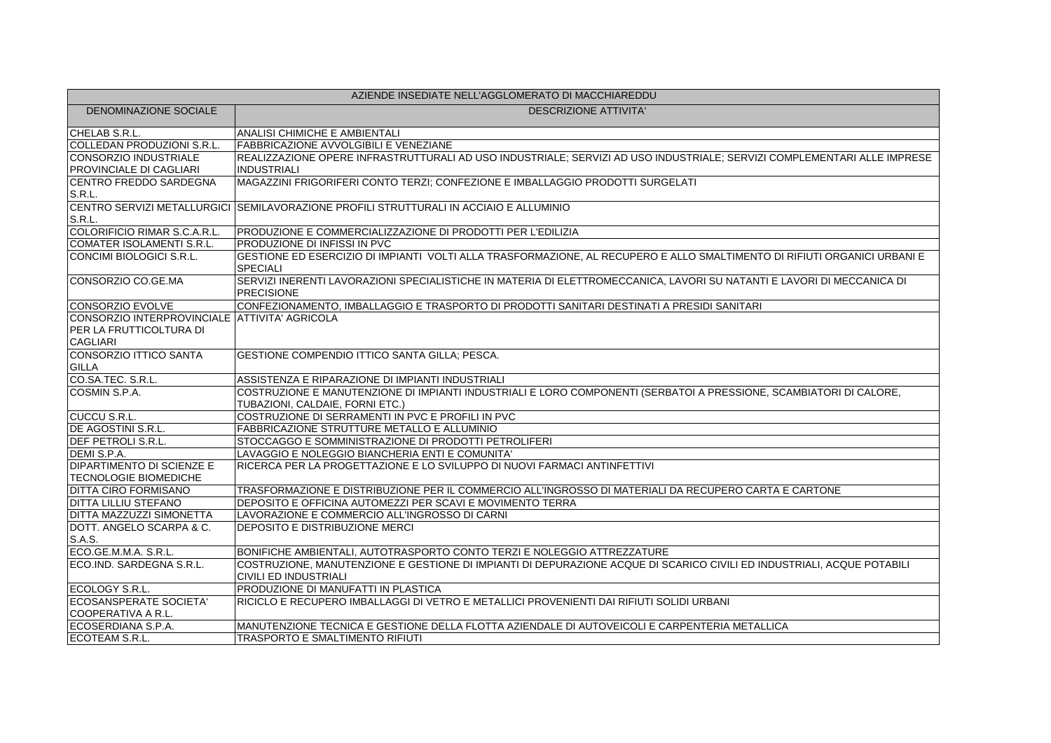| AZIENDE INSEDIATE NELL'AGGLOMERATO DI MACCHIAREDDU | |
|---|---|
| DENOMINAZIONE SOCIALE | DESCRIZIONE ATTIVITA' |
| CHELAB S.R.L. | ANALISI CHIMICHE E AMBIENTALI |
| COLLEDAN PRODUZIONI S.R.L. | FABBRICAZIONE AVVOLGIBILI E VENEZIANE |
| CONSORZIO INDUSTRIALE PROVINCIALE DI CAGLIARI | REALIZZAZIONE OPERE INFRASTRUTTURALI AD USO INDUSTRIALE; SERVIZI AD USO INDUSTRIALE; SERVIZI COMPLEMENTARI ALLE IMPRESE INDUSTRIALI |
| CENTRO FREDDO SARDEGNA S.R.L. | MAGAZZINI FRIGORIFERI CONTO TERZI; CONFEZIONE E IMBALLAGGIO PRODOTTI SURGELATI |
| CENTRO SERVIZI METALLURGICI S.R.L. | SEMILAVORAZIONE PROFILI STRUTTURALI IN ACCIAIO E ALLUMINIO |
| COLORIFICIO RIMAR S.C.A.R.L. | PRODUZIONE E COMMERCIALIZZAZIONE DI PRODOTTI PER L'EDILIZIA |
| COMATER ISOLAMENTI S.R.L. | PRODUZIONE DI INFISSI IN PVC |
| CONCIMI BIOLOGICI S.R.L. | GESTIONE ED ESERCIZIO DI IMPIANTI VOLTI ALLA TRASFORMAZIONE, AL RECUPERO E ALLO SMALTIMENTO DI RIFIUTI ORGANICI URBANI E SPECIALI |
| CONSORZIO CO.GE.MA | SERVIZI INERENTI LAVORAZIONI SPECIALISTICHE IN MATERIA DI ELETTROMECCANICA, LAVORI SU NATANTI E LAVORI DI MECCANICA DI PRECISIONE |
| CONSORZIO EVOLVE | CONFEZIONAMENTO, IMBALLAGGIO E TRASPORTO DI PRODOTTI SANITARI DESTINATI A PRESIDI SANITARI |
| CONSORZIO INTERPROVINCIALE PER LA FRUTTICOLTURA DI CAGLIARI | ATTIVITA' AGRICOLA |
| CONSORZIO ITTICO SANTA GILLA | GESTIONE COMPENDIO ITTICO SANTA GILLA; PESCA. |
| CO.SA.TEC. S.R.L. | ASSISTENZA E RIPARAZIONE DI IMPIANTI INDUSTRIALI |
| COSMIN S.P.A. | COSTRUZIONE E MANUTENZIONE DI IMPIANTI INDUSTRIALI E LORO COMPONENTI (SERBATOI A PRESSIONE, SCAMBIATORI DI CALORE, TUBAZIONI, CALDAIE, FORNI ETC.) |
| CUCCU S.R.L. | COSTRUZIONE DI SERRAMENTI IN PVC E PROFILI IN PVC |
| DE AGOSTINI S.R.L. | FABBRICAZIONE STRUTTURE METALLO E ALLUMINIO |
| DEF PETROLI S.R.L. | STOCCAGGO E SOMMINISTRAZIONE DI PRODOTTI PETROLIFERI |
| DEMI S.P.A. | LAVAGGIO E NOLEGGIO BIANCHERIA ENTI E COMUNITA' |
| DIPARTIMENTO DI SCIENZE E TECNOLOGIE BIOMEDICHE | RICERCA PER LA PROGETTAZIONE E LO SVILUPPO DI NUOVI FARMACI ANTINFETTIVI |
| DITTA CIRO FORMISANO | TRASFORMAZIONE E DISTRIBUZIONE PER IL COMMERCIO ALL'INGROSSO DI MATERIALI DA RECUPERO CARTA E CARTONE |
| DITTA LILLIU STEFANO | DEPOSITO E OFFICINA AUTOMEZZI PER SCAVI E MOVIMENTO TERRA |
| DITTA MAZZUZZI SIMONETTA | LAVORAZIONE E COMMERCIO ALL'INGROSSO DI CARNI |
| DOTT. ANGELO SCARPA & C. S.A.S. | DEPOSITO E DISTRIBUZIONE MERCI |
| ECO.GE.M.M.A. S.R.L. | BONIFICHE AMBIENTALI, AUTOTRASPORTO CONTO TERZI E NOLEGGIO ATTREZZATURE |
| ECO.IND. SARDEGNA S.R.L. | COSTRUZIONE, MANUTENZIONE E GESTIONE DI IMPIANTI DI DEPURAZIONE ACQUE DI SCARICO CIVILI ED INDUSTRIALI, ACQUE POTABILI CIVILI ED INDUSTRIALI |
| ECOLOGY S.R.L. | PRODUZIONE DI MANUFATTI IN PLASTICA |
| ECOSANSPERATE SOCIETA' COOPERATIVA A R.L. | RICICLO E RECUPERO IMBALLAGGI DI VETRO E METALLICI PROVENIENTI DAI RIFIUTI SOLIDI URBANI |
| ECOSERDIANA S.P.A. | MANUTENZIONE TECNICA E GESTIONE DELLA FLOTTA AZIENDALE DI AUTOVEICOLI E CARPENTERIA METALLICA |
| ECOTEAM S.R.L. | TRASPORTO E SMALTIMENTO RIFIUTI |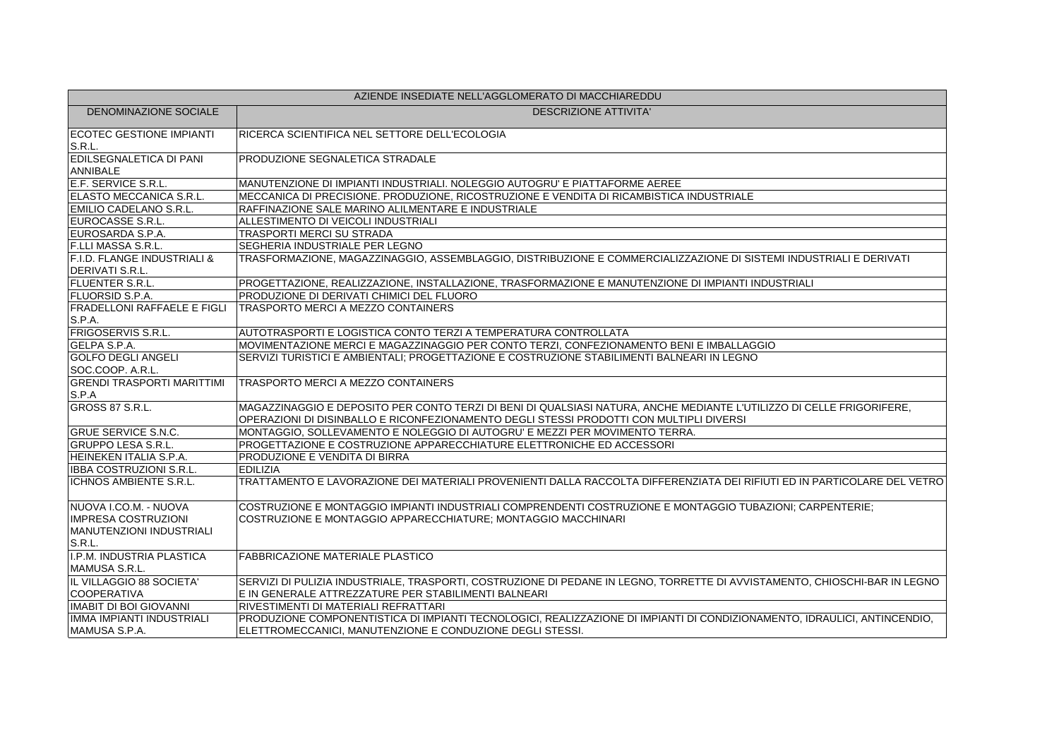| AZIENDE INSEDIATE NELL'AGGLOMERATO DI MACCHIAREDDU | |
|---|---|
| DENOMINAZIONE SOCIALE | DESCRIZIONE ATTIVITA' |
| ECOTEC GESTIONE IMPIANTI S.R.L. | RICERCA SCIENTIFICA NEL SETTORE DELL'ECOLOGIA |
| EDILSEGNALETICA DI PANI ANNIBALE | PRODUZIONE SEGNALETICA STRADALE |
| E.F. SERVICE S.R.L. | MANUTENZIONE DI IMPIANTI INDUSTRIALI. NOLEGGIO AUTOGRU' E PIATTAFORME AEREE |
| ELASTO MECCANICA S.R.L. | MECCANICA DI PRECISIONE. PRODUZIONE, RICOSTRUZIONE E VENDITA DI RICAMBISTICA INDUSTRIALE |
| EMILIO CADELANO S.R.L. | RAFFINAZIONE SALE MARINO ALILMENTARE E INDUSTRIALE |
| EUROCASSE S.R.L. | ALLESTIMENTO DI VEICOLI INDUSTRIALI |
| EUROSARDA S.P.A. | TRASPORTI MERCI SU STRADA |
| F.LLI MASSA S.R.L. | SEGHERIA INDUSTRIALE PER LEGNO |
| F.I.D. FLANGE INDUSTRIALI & DERIVATI S.R.L. | TRASFORMAZIONE, MAGAZZINAGGIO, ASSEMBLAGGIO, DISTRIBUZIONE E COMMERCIALIZZAZIONE DI SISTEMI INDUSTRIALI E DERIVATI |
| FLUENTER S.R.L. | PROGETTAZIONE, REALIZZAZIONE, INSTALLAZIONE, TRASFORMAZIONE E MANUTENZIONE DI IMPIANTI INDUSTRIALI |
| FLUORSID S.P.A. | PRODUZIONE DI DERIVATI CHIMICI DEL FLUORO |
| FRADELLONI RAFFAELE E FIGLI S.P.A. | TRASPORTO MERCI A MEZZO CONTAINERS |
| FRIGOSERVIS S.R.L. | AUTOTRASPORTI E LOGISTICA CONTO TERZI A TEMPERATURA CONTROLLATA |
| GELPA S.P.A. | MOVIMENTAZIONE MERCI E MAGAZZINAGGIO PER CONTO TERZI, CONFEZIONAMENTO BENI E IMBALLAGGIO |
| GOLFO DEGLI ANGELI SOC.COOP. A.R.L. | SERVIZI TURISTICI E AMBIENTALI; PROGETTAZIONE E COSTRUZIONE STABILIMENTI BALNEARI IN LEGNO |
| GRENDI TRASPORTI MARITTIMI S.P.A | TRASPORTO MERCI A MEZZO CONTAINERS |
| GROSS 87 S.R.L. | MAGAZZINAGGIO E DEPOSITO PER CONTO TERZI DI BENI DI QUALSIASI NATURA, ANCHE MEDIANTE L'UTILIZZO DI CELLE FRIGORIFERE, OPERAZIONI DI DISINBALLO E RICONFEZIONAMENTO DEGLI STESSI PRODOTTI CON MULTIPLI DIVERSI |
| GRUE SERVICE S.N.C. | MONTAGGIO, SOLLEVAMENTO E NOLEGGIO DI AUTOGRU' E MEZZI PER MOVIMENTO TERRA. |
| GRUPPO LESA S.R.L. | PROGETTAZIONE E COSTRUZIONE APPARECCHIATURE ELETTRONICHE ED ACCESSORI |
| HEINEKEN ITALIA S.P.A. | PRODUZIONE E VENDITA DI BIRRA |
| IBBA COSTRUZIONI S.R.L. | EDILIZIA |
| ICHNOS AMBIENTE S.R.L. | TRATTAMENTO E LAVORAZIONE DEI MATERIALI PROVENIENTI DALLA RACCOLTA DIFFERENZIATA DEI RIFIUTI ED IN PARTICOLARE DEL VETRO |
| NUOVA I.CO.M. - NUOVA IMPRESA COSTRUZIONI MANUTENZIONI INDUSTRIALI S.R.L. | COSTRUZIONE E MONTAGGIO IMPIANTI INDUSTRIALI COMPRENDENTI COSTRUZIONE E MONTAGGIO TUBAZIONI; CARPENTERIE; COSTRUZIONE E MONTAGGIO APPARECCHIATURE; MONTAGGIO MACCHINARI |
| I.P.M. INDUSTRIA PLASTICA MAMUSA S.R.L. | FABBRICAZIONE MATERIALE PLASTICO |
| IL VILLAGGIO 88 SOCIETA' COOPERATIVA | SERVIZI DI PULIZIA INDUSTRIALE, TRASPORTI, COSTRUZIONE DI PEDANE IN LEGNO, TORRETTE DI AVVISTAMENTO, CHIOSCHI-BAR IN LEGNO E IN GENERALE ATTREZZATURE PER STABILIMENTI BALNEARI |
| IMABIT DI BOI GIOVANNI | RIVESTIMENTI DI MATERIALI REFRATTARI |
| IMMA IMPIANTI INDUSTRIALI MAMUSA S.P.A. | PRODUZIONE COMPONENTISTICA DI IMPIANTI TECNOLOGICI, REALIZZAZIONE DI IMPIANTI DI CONDIZIONAMENTO, IDRAULICI, ANTINCENDIO, ELETTROMECCANICI, MANUTENZIONE E CONDUZIONE DEGLI STESSI. |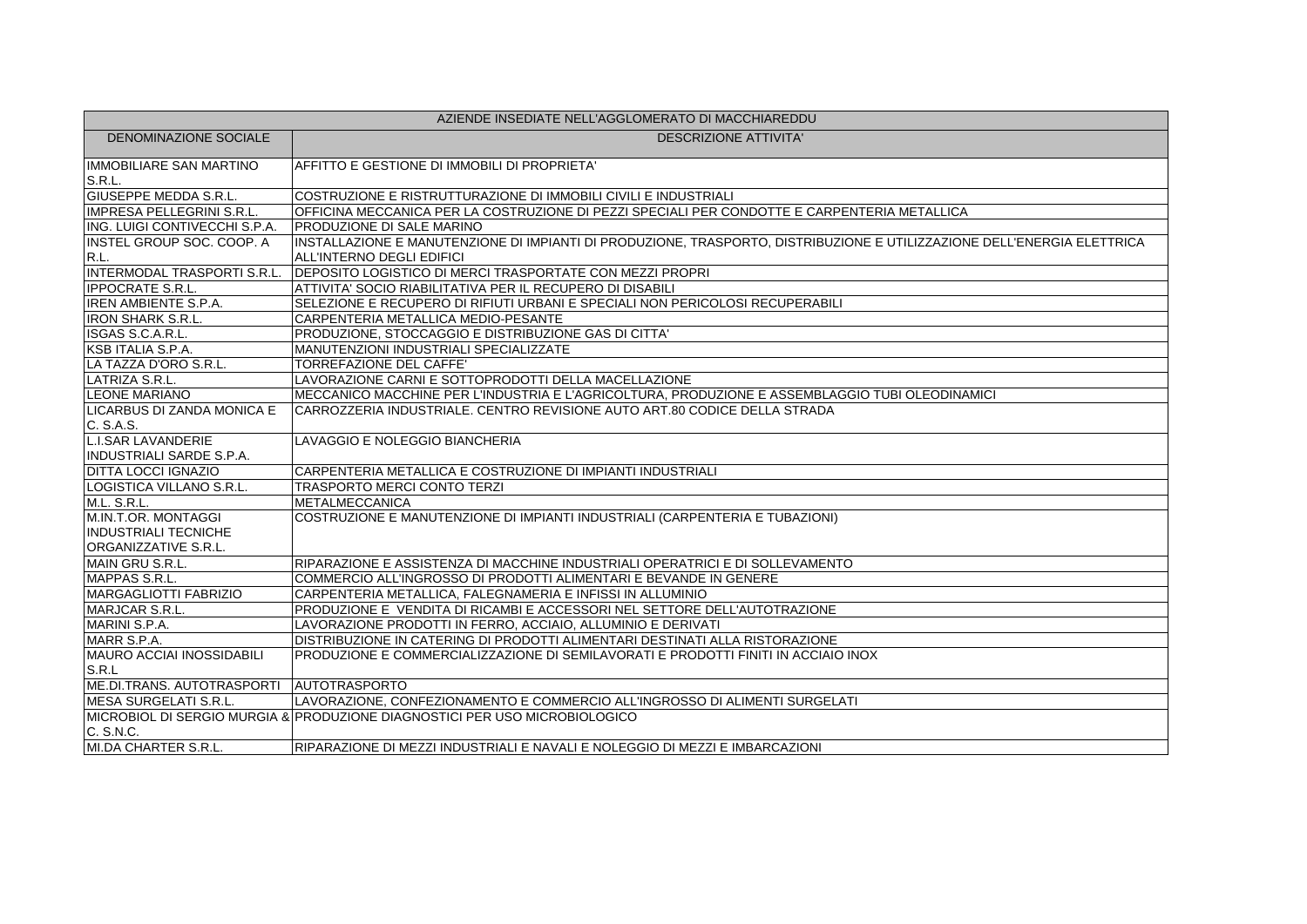| AZIENDE INSEDIATE NELL'AGGLOMERATO DI MACCHIAREDDU | |
|---|---|
| DENOMINAZIONE SOCIALE | DESCRIZIONE ATTIVITA' |
| IMMOBILIARE SAN MARTINO S.R.L. | AFFITTO E GESTIONE DI IMMOBILI DI PROPRIETA' |
| GIUSEPPE MEDDA S.R.L. | COSTRUZIONE E RISTRUTTURAZIONE DI IMMOBILI CIVILI E INDUSTRIALI |
| IMPRESA PELLEGRINI S.R.L. | OFFICINA MECCANICA PER LA COSTRUZIONE DI PEZZI SPECIALI PER CONDOTTE E CARPENTERIA METALLICA |
| ING. LUIGI CONTIVECCHI S.P.A. | PRODUZIONE DI SALE MARINO |
| INSTEL GROUP SOC. COOP. A R.L. | INSTALLAZIONE E MANUTENZIONE DI IMPIANTI DI PRODUZIONE, TRASPORTO, DISTRIBUZIONE E UTILIZZAZIONE DELL'ENERGIA ELETTRICA ALL'INTERNO DEGLI EDIFICI |
| INTERMODAL TRASPORTI S.R.L. | DEPOSITO LOGISTICO DI MERCI TRASPORTATE CON MEZZI PROPRI |
| IPPOCRATE S.R.L. | ATTIVITA' SOCIO RIABILITATIVA PER IL RECUPERO DI DISABILI |
| IREN AMBIENTE S.P.A. | SELEZIONE E RECUPERO DI RIFIUTI URBANI E SPECIALI NON PERICOLOSI RECUPERABILI |
| IRON SHARK S.R.L. | CARPENTERIA METALLICA MEDIO-PESANTE |
| ISGAS S.C.A.R.L. | PRODUZIONE, STOCCAGGIO E DISTRIBUZIONE GAS DI CITTA' |
| KSB ITALIA S.P.A. | MANUTENZIONI INDUSTRIALI SPECIALIZZATE |
| LA TAZZA D'ORO S.R.L. | TORREFAZIONE DEL CAFFE' |
| LATRIZA S.R.L. | LAVORAZIONE CARNI E SOTTOPRODOTTI DELLA MACELLAZIONE |
| LEONE MARIANO | MECCANICO MACCHINE PER L'INDUSTRIA E L'AGRICOLTURA, PRODUZIONE E ASSEMBLAGGIO TUBI OLEODINAMICI |
| LICARBUS DI ZANDA MONICA E C. S.A.S. | CARROZZERIA INDUSTRIALE. CENTRO REVISIONE AUTO ART.80 CODICE DELLA STRADA |
| L.I.SAR LAVANDERIE INDUSTRIALI SARDE S.P.A. | LAVAGGIO E NOLEGGIO BIANCHERIA |
| DITTA LOCCI IGNAZIO | CARPENTERIA METALLICA E COSTRUZIONE DI IMPIANTI INDUSTRIALI |
| LOGISTICA VILLANO S.R.L. | TRASPORTO MERCI CONTO TERZI |
| M.L. S.R.L. | METALMECCANICA |
| M.IN.T.OR. MONTAGGI INDUSTRIALI TECNICHE ORGANIZZATIVE S.R.L. | COSTRUZIONE E MANUTENZIONE DI IMPIANTI INDUSTRIALI (CARPENTERIA E TUBAZIONI) |
| MAIN GRU S.R.L. | RIPARAZIONE E ASSISTENZA DI MACCHINE INDUSTRIALI OPERATRICI E DI SOLLEVAMENTO |
| MAPPAS S.R.L. | COMMERCIO ALL'INGROSSO DI PRODOTTI ALIMENTARI E BEVANDE IN GENERE |
| MARGAGLIOTTI FABRIZIO | CARPENTERIA METALLICA, FALEGNAMERIA E INFISSI IN ALLUMINIO |
| MARJCAR S.R.L. | PRODUZIONE E VENDITA DI RICAMBI E ACCESSORI NEL SETTORE DELL'AUTOTRAZIONE |
| MARINI S.P.A. | LAVORAZIONE PRODOTTI IN FERRO, ACCIAIO, ALLUMINIO E DERIVATI |
| MARR S.P.A. | DISTRIBUZIONE IN CATERING DI PRODOTTI ALIMENTARI DESTINATI ALLA RISTORAZIONE |
| MAURO ACCIAI INOSSIDABILI S.R.L | PRODUZIONE E COMMERCIALIZZAZIONE DI SEMILAVORATI E PRODOTTI FINITI IN ACCIAIO INOX |
| ME.DI.TRANS. AUTOTRASPORTI | AUTOTRASPORTO |
| MESA SURGELATI S.R.L. | LAVORAZIONE, CONFEZIONAMENTO E COMMERCIO ALL'INGROSSO DI ALIMENTI SURGELATI |
| MICROBIOL DI SERGIO MURGIA & C. S.N.C. | PRODUZIONE DIAGNOSTICI PER USO MICROBIOLOGICO |
| MI.DA CHARTER S.R.L. | RIPARAZIONE DI MEZZI INDUSTRIALI E NAVALI E NOLEGGIO DI MEZZI E IMBARCAZIONI |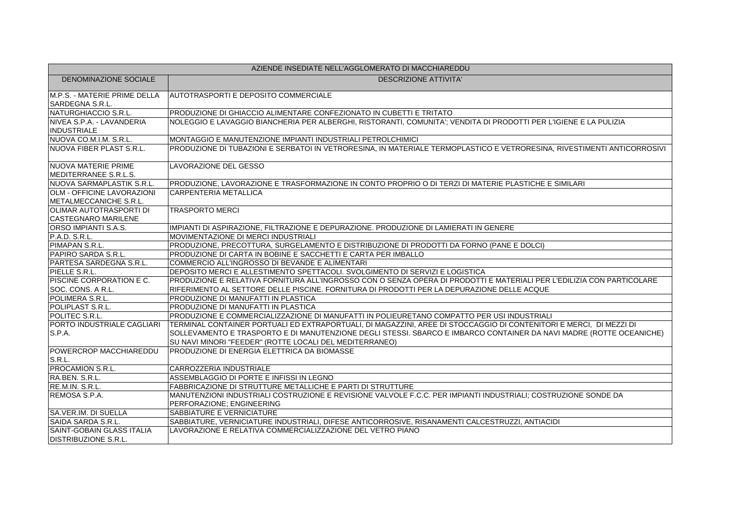| AZIENDE INSEDIATE NELL'AGGLOMERATO DI MACCHIAREDDU | |
|---|---|
| DENOMINAZIONE SOCIALE | DESCRIZIONE ATTIVITA' |
| M.P.S. - MATERIE PRIME DELLA SARDEGNA S.R.L. | AUTOTRASPORTI E DEPOSITO COMMERCIALE |
| NATURGHIACCIO S.R.L. | PRODUZIONE DI GHIACCIO ALIMENTARE CONFEZIONATO IN CUBETTI E TRITATO |
| NIVEA S.P.A. - LAVANDERIA INDUSTRIALE | NOLEGGIO E LAVAGGIO BIANCHERIA PER ALBERGHI, RISTORANTI, COMUNITA'; VENDITA DI PRODOTTI PER L'IGIENE E LA PULIZIA |
| NUOVA CO.M.I.M. S.R.L. | MONTAGGIO E MANUTENZIONE IMPIANTI INDUSTRIALI PETROLCHIMICI |
| NUOVA FIBER PLAST S.R.L. | PRODUZIONE DI TUBAZIONI E SERBATOI IN VETRORESINA, IN MATERIALE TERMOPLASTICO E VETRORESINA, RIVESTIMENTI ANTICORROSIVI |
| NUOVA MATERIE PRIME MEDITERRANEE S.R.L.S. | LAVORAZIONE DEL GESSO |
| NUOVA SARMAPLASTIK S.R.L. | PRODUZIONE, LAVORAZIONE E TRASFORMAZIONE IN CONTO PROPRIO O DI TERZI DI MATERIE PLASTICHE E SIMILARI |
| OLM - OFFICINE LAVORAZIONI METALMECCANICHE S.R.L. | CARPENTERIA METALLICA |
| OLIMAR AUTOTRASPORTI DI CASTEGNARO MARILENE | TRASPORTO MERCI |
| ORSO IMPIANTI S.A.S. | IMPIANTI DI ASPIRAZIONE, FILTRAZIONE E DEPURAZIONE. PRODUZIONE DI LAMIERATI IN GENERE |
| P.A.D. S.R.L. | MOVIMENTAZIONE DI MERCI INDUSTRIALI |
| PIMAPAN S.R.L. | PRODUZIONE, PRECOTTURA, SURGELAMENTO E DISTRIBUZIONE DI PRODOTTI DA FORNO (PANE E DOLCI) |
| PAPIRO SARDA S.R.L. | PRODUZIONE DI CARTA IN BOBINE E SACCHETTI E CARTA PER IMBALLO |
| PARTESA SARDEGNA S.R.L. | COMMERCIO ALL'INGROSSO DI BEVANDE E ALIMENTARI |
| PIELLE S.R.L. | DEPOSITO MERCI E ALLESTIMENTO SPETTACOLI. SVOLGIMENTO DI SERVIZI E LOGISTICA |
| PISCINE CORPORATION E C. SOC. CONS. A R.L. | PRODUZIONE E RELATIVA FORNITURA ALL'INGROSSO CON O SENZA OPERA DI PRODOTTI E MATERIALI PER L'EDILIZIA CON PARTICOLARE RIFERIMENTO AL SETTORE DELLE PISCINE. FORNITURA DI PRODOTTI PER LA DEPURAZIONE DELLE ACQUE |
| POLIMERA S.R.L. | PRODUZIONE DI MANUFATTI IN PLASTICA |
| POLIPLAST S.R.L. | PRODUZIONE DI MANUFATTI IN PLASTICA |
| POLITEC S.R.L. | PRODUZIONE E COMMERCIALIZZAZIONE DI MANUFATTI IN POLIEURETANO COMPATTO PER USI INDUSTRIALI |
| PORTO INDUSTRIALE CAGLIARI S.P.A. | TERMINAL CONTAINER PORTUALI ED EXTRAPORTUALI, DI MAGAZZINI, AREE DI STOCCAGGIO DI CONTENITORI E MERCI, DI MEZZI DI SOLLEVAMENTO E TRASPORTO E DI MANUTENZIONE DEGLI STESSI. SBARCO E IMBARCO CONTAINER DA NAVI MADRE (ROTTE OCEANICHE) SU NAVI MINORI "FEEDER" (ROTTE LOCALI DEL MEDITERRANEO) |
| POWERCROP MACCHIAREDDU S.R.L. | PRODUZIONE DI ENERGIA ELETTRICA DA BIOMASSE |
| PROCAMION S.R.L. | CARROZZERIA INDUSTRIALE |
| RA.BEN. S.R.L. | ASSEMBLAGGIO DI PORTE E INFISSI IN LEGNO |
| RE.M.IN. S.R.L. | FABBRICAZIONE DI STRUTTURE METALLICHE E PARTI DI STRUTTURE |
| REMOSA S.P.A. | MANUTENZIONI INDUSTRIALI COSTRUZIONE E REVISIONE VALVOLE F.C.C. PER IMPIANTI INDUSTRIALI; COSTRUZIONE SONDE DA PERFORAZIONE; ENGINEERING |
| SA.VER.IM. DI SUELLA | SABBIATURE E VERNICIATURE |
| SAIDA SARDA S.R.L. | SABBIATURE, VERNICIATURE INDUSTRIALI, DIFESE ANTICORROSIVE, RISANAMENTI CALCESTRUZZI, ANTIACIDI |
| SAINT-GOBAIN GLASS ITALIA DISTRIBUZIONE S.R.L. | LAVORAZIONE E RELATIVA COMMERCIALIZZAZIONE DEL VETRO PIANO |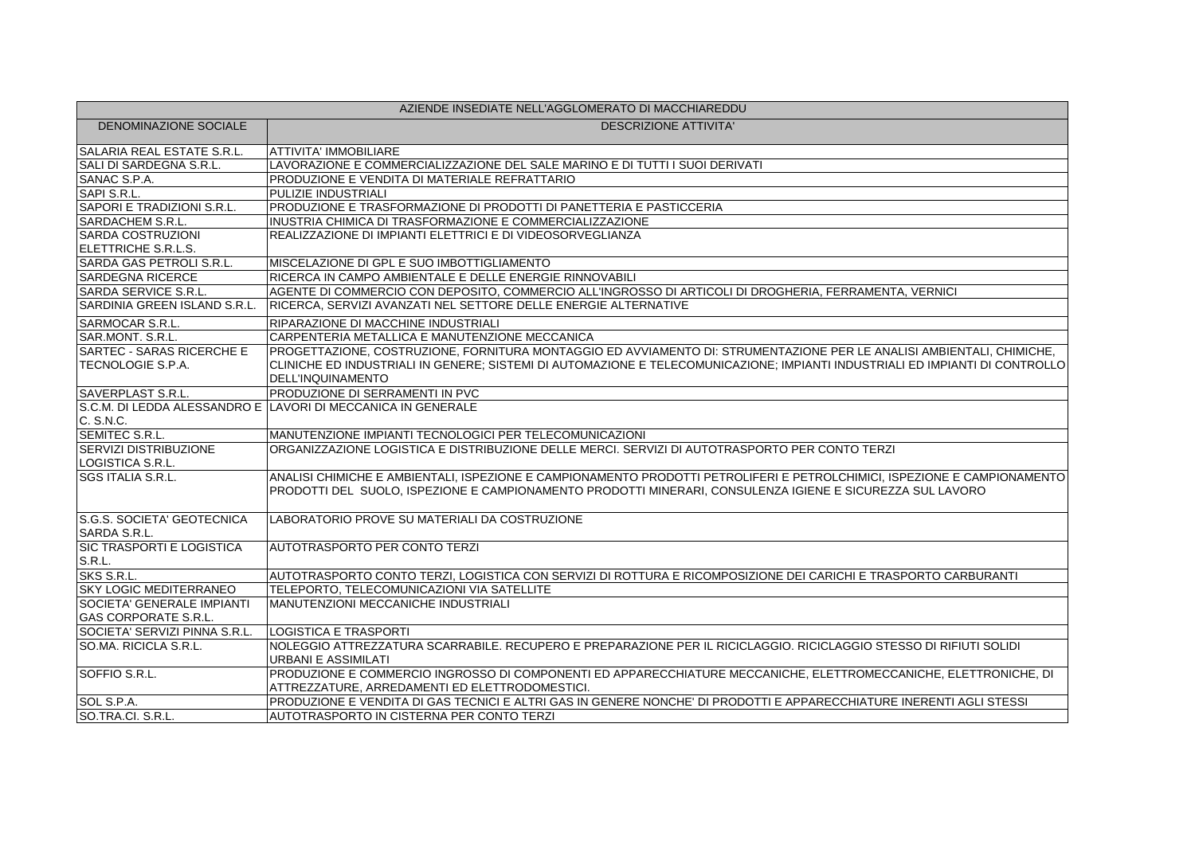| AZIENDE INSEDIATE NELL'AGGLOMERATO DI MACCHIAREDDU | |
|---|---|
| DENOMINAZIONE SOCIALE | DESCRIZIONE ATTIVITA' |
| SALARIA REAL ESTATE S.R.L. | ATTIVITA' IMMOBILIARE |
| SALI DI SARDEGNA S.R.L. | LAVORAZIONE E COMMERCIALIZZAZIONE DEL SALE MARINO E DI TUTTI I SUOI DERIVATI |
| SANAC S.P.A. | PRODUZIONE E VENDITA DI MATERIALE REFRATTARIO |
| SAPI S.R.L. | PULIZIE INDUSTRIALI |
| SAPORI E TRADIZIONI S.R.L. | PRODUZIONE E TRASFORMAZIONE DI PRODOTTI DI PANETTERIA E PASTICCERIA |
| SARDACHEM S.R.L. | INUSTRIA CHIMICA DI TRASFORMAZIONE E COMMERCIALIZZAZIONE |
| SARDA COSTRUZIONI ELETTRICHE S.R.L.S. | REALIZZAZIONE DI IMPIANTI ELETTRICI E DI VIDEOSORVEGLIANZA |
| SARDA GAS PETROLI S.R.L. | MISCELAZIONE DI GPL E SUO IMBOTTIGLIAMENTO |
| SARDEGNA RICERCE | RICERCA IN CAMPO AMBIENTALE E DELLE ENERGIE RINNOVABILI |
| SARDA SERVICE S.R.L. | AGENTE DI COMMERCIO CON DEPOSITO, COMMERCIO ALL'INGROSSO DI ARTICOLI DI DROGHERIA, FERRAMENTA, VERNICI |
| SARDINIA GREEN ISLAND S.R.L. | RICERCA, SERVIZI AVANZATI NEL SETTORE DELLE ENERGIE ALTERNATIVE |
| SARMOCAR S.R.L. | RIPARAZIONE DI MACCHINE INDUSTRIALI |
| SAR.MONT. S.R.L. | CARPENTERIA METALLICA E MANUTENZIONE MECCANICA |
| SARTEC - SARAS RICERCHE E TECNOLOGIE S.P.A. | PROGETTAZIONE, COSTRUZIONE, FORNITURA MONTAGGIO ED AVVIAMENTO DI: STRUMENTAZIONE PER LE ANALISI AMBIENTALI, CHIMICHE, CLINICHE ED INDUSTRIALI IN GENERE; SISTEMI DI AUTOMAZIONE E TELECOMUNICAZIONE; IMPIANTI INDUSTRIALI ED IMPIANTI DI CONTROLLO DELL'INQUINAMENTO |
| SAVERPLAST S.R.L. | PRODUZIONE DI SERRAMENTI IN PVC |
| S.C.M. DI LEDDA ALESSANDRO E C. S.N.C. | LAVORI DI MECCANICA IN GENERALE |
| SEMITEC S.R.L. | MANUTENZIONE IMPIANTI TECNOLOGICI PER TELECOMUNICAZIONI |
| SERVIZI DISTRIBUZIONE LOGISTICA S.R.L. | ORGANIZZAZIONE LOGISTICA E DISTRIBUZIONE DELLE MERCI. SERVIZI DI AUTOTRASPORTO PER CONTO TERZI |
| SGS ITALIA S.R.L. | ANALISI CHIMICHE E AMBIENTALI, ISPEZIONE E CAMPIONAMENTO PRODOTTI PETROLIFERI E PETROLCHIMICI, ISPEZIONE E CAMPIONAMENTO PRODOTTI DEL SUOLO, ISPEZIONE E CAMPIONAMENTO PRODOTTI MINERARI, CONSULENZA IGIENE E SICUREZZA SUL LAVORO |
| S.G.S. SOCIETA' GEOTECNICA SARDA S.R.L. | LABORATORIO PROVE SU MATERIALI DA COSTRUZIONE |
| SIC TRASPORTI E LOGISTICA S.R.L. | AUTOTRASPORTO PER CONTO TERZI |
| SKS S.R.L. | AUTOTRASPORTO CONTO TERZI, LOGISTICA CON SERVIZI DI ROTTURA E RICOMPOSIZIONE DEI CARICHI E TRASPORTO CARBURANTI |
| SKY LOGIC MEDITERRANEO | TELEPORTO, TELECOMUNICAZIONI VIA SATELLITE |
| SOCIETA' GENERALE IMPIANTI GAS CORPORATE S.R.L. | MANUTENZIONI MECCANICHE INDUSTRIALI |
| SOCIETA' SERVIZI PINNA S.R.L. | LOGISTICA E TRASPORTI |
| SO.MA. RICICLA S.R.L. | NOLEGGIO ATTREZZATURA SCARRABILE. RECUPERO E PREPARAZIONE PER IL RICICLAGGIO. RICICLAGGIO STESSO DI RIFIUTI SOLIDI URBANI E ASSIMILATI |
| SOFFIO S.R.L. | PRODUZIONE E COMMERCIO INGROSSO DI COMPONENTI ED APPARECCHIATURE MECCANICHE, ELETTROMECCANICHE, ELETTRONICHE, DI ATTREZZATURE, ARREDAMENTI ED ELETTRODOMESTICI. |
| SOL S.P.A. | PRODUZIONE E VENDITA DI GAS TECNICI E ALTRI GAS IN GENERE NONCHE' DI PRODOTTI E APPARECCHIATURE INERENTI AGLI STESSI |
| SO.TRA.CI. S.R.L. | AUTOTRASPORTO IN CISTERNA PER CONTO TERZI |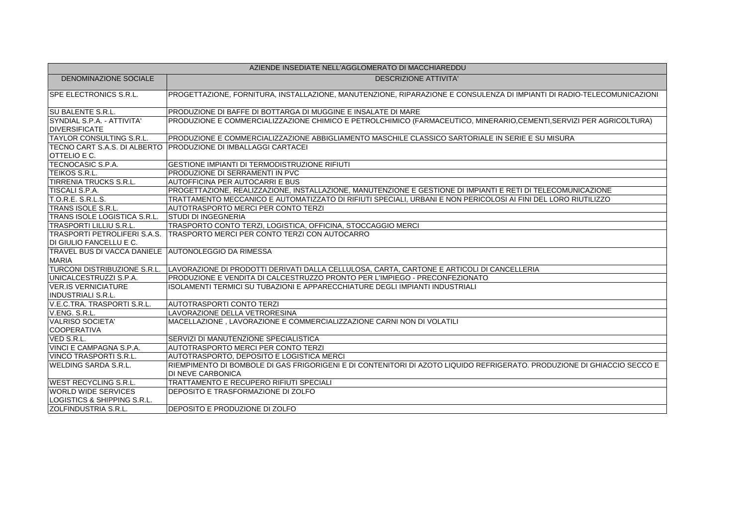| AZIENDE INSEDIATE NELL'AGGLOMERATO DI MACCHIAREDDU | |
|---|---|
| DENOMINAZIONE SOCIALE | DESCRIZIONE ATTIVITA' |
| SPE ELECTRONICS S.R.L. | PROGETTAZIONE, FORNITURA, INSTALLAZIONE, MANUTENZIONE, RIPARAZIONE E CONSULENZA DI IMPIANTI DI RADIO-TELECOMUNICAZIONI |
| SU BALENTE S.R.L. | PRODUZIONE DI BAFFE DI BOTTARGA DI MUGGINE E INSALATE DI MARE |
| SYNDIAL S.P.A. - ATTIVITA' DIVERSIFICATE | PRODUZIONE E COMMERCIALIZZAZIONE CHIMICO E PETROLCHIMICO (FARMACEUTICO, MINERARIO,CEMENTI,SERVIZI PER AGRICOLTURA) |
| TAYLOR CONSULTING S.R.L. | PRODUZIONE E COMMERCIALIZZAZIONE ABBIGLIAMENTO MASCHILE CLASSICO SARTORIALE IN SERIE E SU MISURA |
| TECNO CART S.A.S. DI ALBERTO OTTELIO E C. | PRODUZIONE DI IMBALLAGGI CARTACEI |
| TECNOCASIC S.P.A. | GESTIONE IMPIANTI DI TERMODISTRUZIONE RIFIUTI |
| TEIKOS S.R.L. | PRODUZIONE DI SERRAMENTI IN PVC |
| TIRRENIA TRUCKS S.R.L. | AUTOFFICINA PER AUTOCARRI E BUS |
| TISCALI S.P.A. | PROGETTAZIONE, REALIZZAZIONE, INSTALLAZIONE, MANUTENZIONE E GESTIONE DI IMPIANTI E RETI DI TELECOMUNICAZIONE |
| T.O.R.E. S.R.L.S. | TRATTAMENTO MECCANICO E AUTOMATIZZATO DI RIFIUTI SPECIALI, URBANI E NON PERICOLOSI AI FINI DEL LORO RIUTILIZZO |
| TRANS ISOLE S.R.L. | AUTOTRASPORTO MERCI PER CONTO TERZI |
| TRANS ISOLE LOGISTICA S.R.L. | STUDI DI INGEGNERIA |
| TRASPORTI LILLIU S.R.L. | TRASPORTO CONTO TERZI, LOGISTICA, OFFICINA, STOCCAGGIO MERCI |
| TRASPORTI PETROLIFERI S.A.S. DI GIULIO FANCELLU E C. | TRASPORTO MERCI PER CONTO TERZI CON AUTOCARRO |
| TRAVEL BUS DI VACCA DANIELE MARIA | AUTONOLEGGIO DA RIMESSA |
| TURCONI DISTRIBUZIONE S.R.L. | LAVORAZIONE DI PRODOTTI DERIVATI DALLA CELLULOSA, CARTA, CARTONE E ARTICOLI DI CANCELLERIA |
| UNICALCESTRUZZI S.P.A. | PRODUZIONE E VENDITA DI CALCESTRUZZO PRONTO PER L'IMPIEGO - PRECONFEZIONATO |
| VER.IS VERNICIATURE INDUSTRIALI S.R.L. | ISOLAMENTI TERMICI SU TUBAZIONI E APPARECCHIATURE DEGLI IMPIANTI INDUSTRIALI |
| V.E.C.TRA. TRASPORTI S.R.L. | AUTOTRASPORTI CONTO TERZI |
| V.ENG. S.R.L. | LAVORAZIONE DELLA VETRORESINA |
| VALRISO SOCIETA' COOPERATIVA | MACELLAZIONE , LAVORAZIONE E COMMERCIALIZZAZIONE CARNI NON DI VOLATILI |
| VED S.R.L. | SERVIZI DI MANUTENZIONE SPECIALISTICA |
| VINCI E CAMPAGNA S.P.A. | AUTOTRASPORTO MERCI PER CONTO TERZI |
| VINCO TRASPORTI S.R.L. | AUTOTRASPORTO, DEPOSITO E LOGISTICA MERCI |
| WELDING SARDA S.R.L. | RIEMPIMENTO DI BOMBOLE DI GAS FRIGORIGENI E DI CONTENITORI DI AZOTO LIQUIDO REFRIGERATO. PRODUZIONE DI GHIACCIO SECCO E DI NEVE CARBONICA |
| WEST RECYCLING S.R.L. | TRATTAMENTO E RECUPERO RIFIUTI SPECIALI |
| WORLD WIDE SERVICES LOGISTICS & SHIPPING S.R.L. | DEPOSITO E TRASFORMAZIONE DI ZOLFO |
| ZOLFINDUSTRIA S.R.L. | DEPOSITO E PRODUZIONE DI ZOLFO |